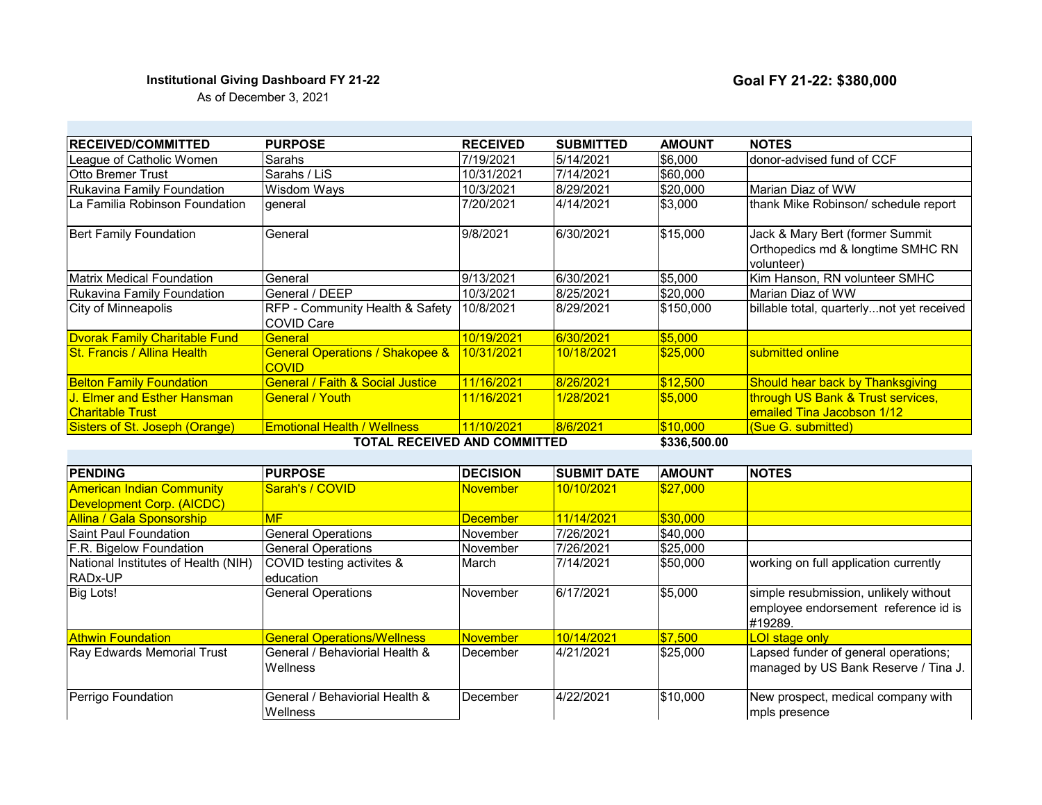**Institutional Giving Dashboard FY 21-22**

As of December 3, 2021

**Goal FY 21-22: $380,000**

| RECEIVED/COMMITTED | PURPOSE | RECEIVED | SUBMITTED | AMOUNT | NOTES |
|---|---|---|---|---|---|
| League of Catholic Women | Sarahs | 7/19/2021 | 5/14/2021 | $6,000 | donor-advised fund of CCF |
| Otto Bremer Trust | Sarahs / LiS | 10/31/2021 | 7/14/2021 | $60,000 | |
| Rukavina Family Foundation | Wisdom Ways | 10/3/2021 | 8/29/2021 | $20,000 | Marian Diaz of WW |
| La Familia Robinson Foundation | general | 7/20/2021 | 4/14/2021 | $3,000 | thank Mike Robinson/ schedule report |
| Bert Family Foundation | General | 9/8/2021 | 6/30/2021 | $15,000 | Jack & Mary Bert (former Summit Orthopedics md & longtime SMHC RN volunteer) |
| Matrix Medical Foundation | General | 9/13/2021 | 6/30/2021 | $5,000 | Kim Hanson, RN volunteer SMHC |
| Rukavina Family Foundation | General / DEEP | 10/3/2021 | 8/25/2021 | $20,000 | Marian Diaz of WW |
| City of Minneapolis | RFP - Community Health & Safety COVID Care | 10/8/2021 | 8/29/2021 | $150,000 | billable total, quarterly...not yet received |
| Dvorak Family Charitable Fund | General | 10/19/2021 | 6/30/2021 | $5,000 | |
| St. Francis / Allina Health | General Operations / Shakopee & COVID | 10/31/2021 | 10/18/2021 | $25,000 | submitted online |
| Belton Family Foundation | General / Faith & Social Justice | 11/16/2021 | 8/26/2021 | $12,500 | Should hear back by Thanksgiving |
| J. Elmer and Esther Hansman Charitable Trust | General / Youth | 11/16/2021 | 1/28/2021 | $5,000 | through US Bank & Trust services, emailed Tina Jacobson 1/12 |
| Sisters of St. Joseph (Orange) | Emotional Health / Wellness | 11/10/2021 | 8/6/2021 | $10,000 | (Sue G. submitted) |
| | **TOTAL RECEIVED AND COMMITTED** | | | **$336,500.00** | |

| PENDING | PURPOSE | DECISION | SUBMIT DATE | AMOUNT | NOTES |
|---|---|---|---|---|---|
| American Indian Community Development Corp. (AICDC) | Sarah's / COVID | November | 10/10/2021 | $27,000 | |
| Allina / Gala Sponsorship | MF | December | 11/14/2021 | $30,000 | |
| Saint Paul Foundation | General Operations | November | 7/26/2021 | $40,000 | |
| F.R. Bigelow Foundation | General Operations | November | 7/26/2021 | $25,000 | |
| National Institutes of Health (NIH) RADx-UP | COVID testing activites & education | March | 7/14/2021 | $50,000 | working on full application currently |
| Big Lots! | General Operations | November | 6/17/2021 | $5,000 | simple resubmission, unlikely without employee endorsement reference id is #19289. |
| Athwin Foundation | General Operations/Wellness | November | 10/14/2021 | $7,500 | LOI stage only |
| Ray Edwards Memorial Trust | General / Behaviorial Health & Wellness | December | 4/21/2021 | $25,000 | Lapsed funder of general operations; managed by US Bank Reserve / Tina J. |
| Perrigo Foundation | General / Behaviorial Health & Wellness | December | 4/22/2021 | $10,000 | New prospect, medical company with mpls presence |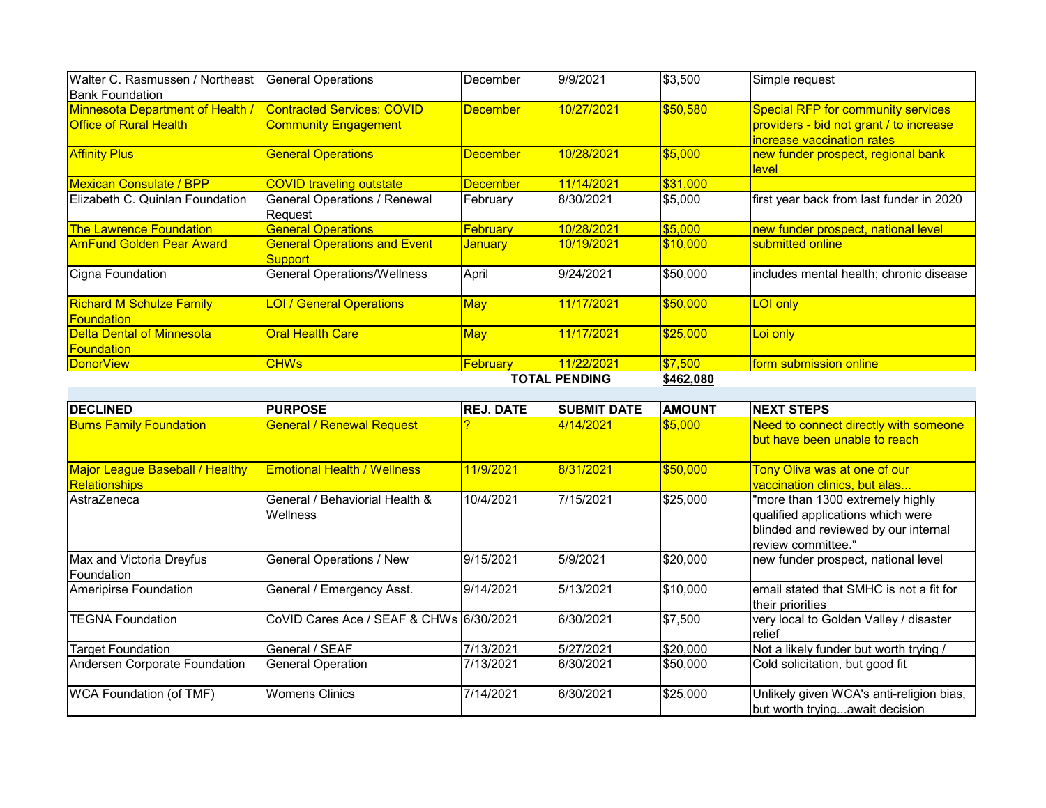| | | | | | |
|---|---|---|---|---|---|
| Walter C. Rasmussen / Northeast Bank Foundation | General Operations | December | 9/9/2021 | $3,500 | Simple request |
| Minnesota Department of Health / Office of Rural Health | Contracted Services: COVID Community Engagement | December | 10/27/2021 | $50,580 | Special RFP for community services providers - bid not grant / to increase increase vaccination rates |
| Affinity Plus | General Operations | December | 10/28/2021 | $5,000 | new funder prospect, regional bank level |
| Mexican Consulate / BPP | COVID traveling outstate | December | 11/14/2021 | $31,000 | |
| Elizabeth C. Quinlan Foundation | General Operations / Renewal Request | February | 8/30/2021 | $5,000 | first year back from last funder in 2020 |
| The Lawrence Foundation | General Operations | February | 10/28/2021 | $5,000 | new funder prospect, national level |
| AmFund Golden Pear Award | General Operations and Event Support | January | 10/19/2021 | $10,000 | submitted online |
| Cigna Foundation | General Operations/Wellness | April | 9/24/2021 | $50,000 | includes mental health; chronic disease |
| Richard M Schulze Family Foundation | LOI / General Operations | May | 11/17/2021 | $50,000 | LOI only |
| Delta Dental of Minnesota Foundation | Oral Health Care | May | 11/17/2021 | $25,000 | Loi only |
| DonorView | CHWs | February | 11/22/2021 | $7,500 | form submission online |
| | | **TOTAL PENDING** | | **$462,080** | |

| DECLINED | PURPOSE | REJ. DATE | SUBMIT DATE | AMOUNT | NEXT STEPS |
|---|---|---|---|---|---|
| Burns Family Foundation | General / Renewal Request | ? | 4/14/2021 | $5,000 | Need to connect directly with someone but have been unable to reach |
| Major League Baseball / Healthy Relationships | Emotional Health / Wellness | 11/9/2021 | 8/31/2021 | $50,000 | Tony Oliva was at one of our vaccination clinics, but alas... |
| AstraZeneca | General / Behaviorial Health & Wellness | 10/4/2021 | 7/15/2021 | $25,000 | "more than 1300 extremely highly qualified applications which were blinded and reviewed by our internal review committee." |
| Max and Victoria Dreyfus Foundation | General Operations / New | 9/15/2021 | 5/9/2021 | $20,000 | new funder prospect, national level |
| Ameripirse Foundation | General / Emergency Asst. | 9/14/2021 | 5/13/2021 | $10,000 | email stated that SMHC is not a fit for their priorities |
| TEGNA Foundation | CoVID Cares Ace / SEAF & CHWs | 6/30/2021 | 6/30/2021 | $7,500 | very local to Golden Valley / disaster relief |
| Target Foundation | General / SEAF | 7/13/2021 | 5/27/2021 | $20,000 | Not a likely funder but worth trying / |
| Andersen Corporate Foundation | General Operation | 7/13/2021 | 6/30/2021 | $50,000 | Cold solicitation, but good fit |
| WCA Foundation (of TMF) | Womens Clinics | 7/14/2021 | 6/30/2021 | $25,000 | Unlikely given WCA's anti-religion bias, but worth trying...await decision |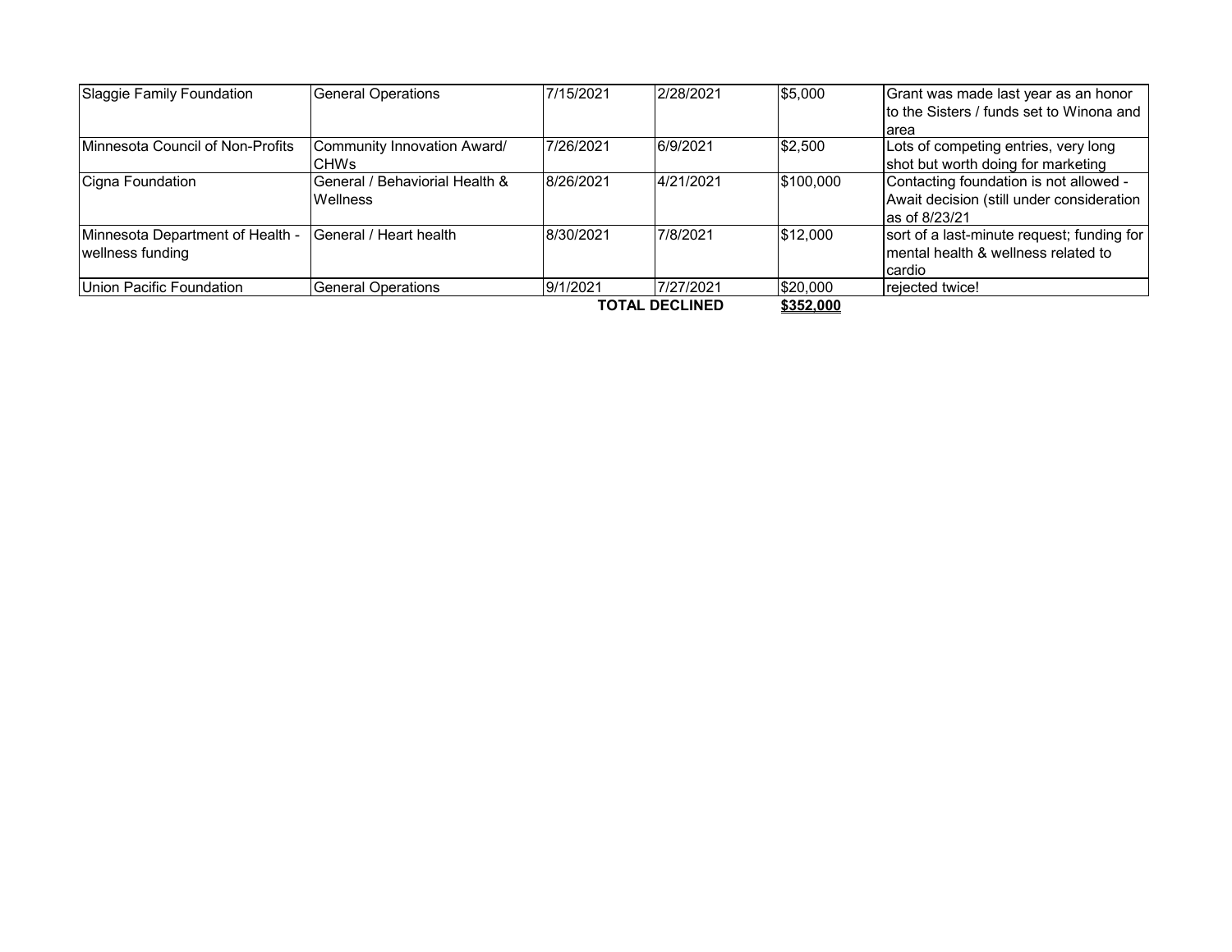| | | | | | |
|---|---|---|---|---|---|
| Slaggie Family Foundation | General Operations | 7/15/2021 | 2/28/2021 | $5,000 | Grant was made last year as an honor to the Sisters / funds set to Winona and area |
| Minnesota Council of Non-Profits | Community Innovation Award/ CHWs | 7/26/2021 | 6/9/2021 | $2,500 | Lots of competing entries, very long shot but worth doing for marketing |
| Cigna Foundation | General / Behaviorial Health & Wellness | 8/26/2021 | 4/21/2021 | $100,000 | Contacting foundation is not allowed - Await decision (still under consideration as of 8/23/21 |
| Minnesota Department of Health - wellness funding | General / Heart health | 8/30/2021 | 7/8/2021 | $12,000 | sort of a last-minute request; funding for mental health & wellness related to cardio |
| Union Pacific Foundation | General Operations | 9/1/2021 | 7/27/2021 | $20,000 | rejected twice! |
| | | | **TOTAL DECLINED** | **$352,000** | |